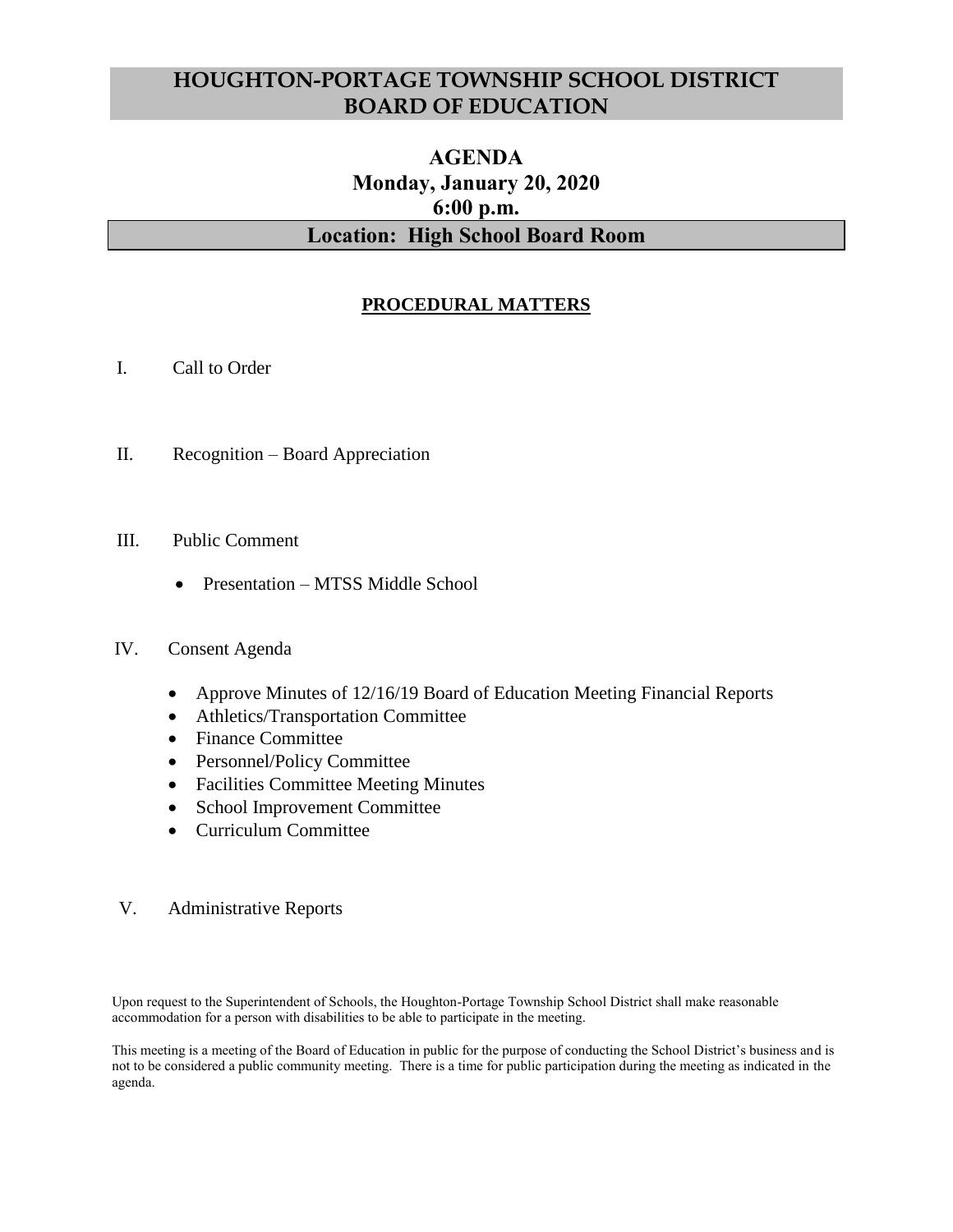# HOUGHTON-PORTAGE TOWNSHIP SCHOOL DISTRICT BOARD OF EDUCATION

## AGENDA
## Monday, January 20, 2020
## 6:00 p.m.
## Location: High School Board Room

### PROCEDURAL MATTERS

I. Call to Order

II. Recognition – Board Appreciation

III. Public Comment

- Presentation – MTSS Middle School

IV. Consent Agenda

- Approve Minutes of 12/16/19 Board of Education Meeting Financial Reports
- Athletics/Transportation Committee
- Finance Committee
- Personnel/Policy Committee
- Facilities Committee Meeting Minutes
- School Improvement Committee
- Curriculum Committee

V. Administrative Reports

Upon request to the Superintendent of Schools, the Houghton-Portage Township School District shall make reasonable accommodation for a person with disabilities to be able to participate in the meeting.

This meeting is a meeting of the Board of Education in public for the purpose of conducting the School District's business and is not to be considered a public community meeting. There is a time for public participation during the meeting as indicated in the agenda.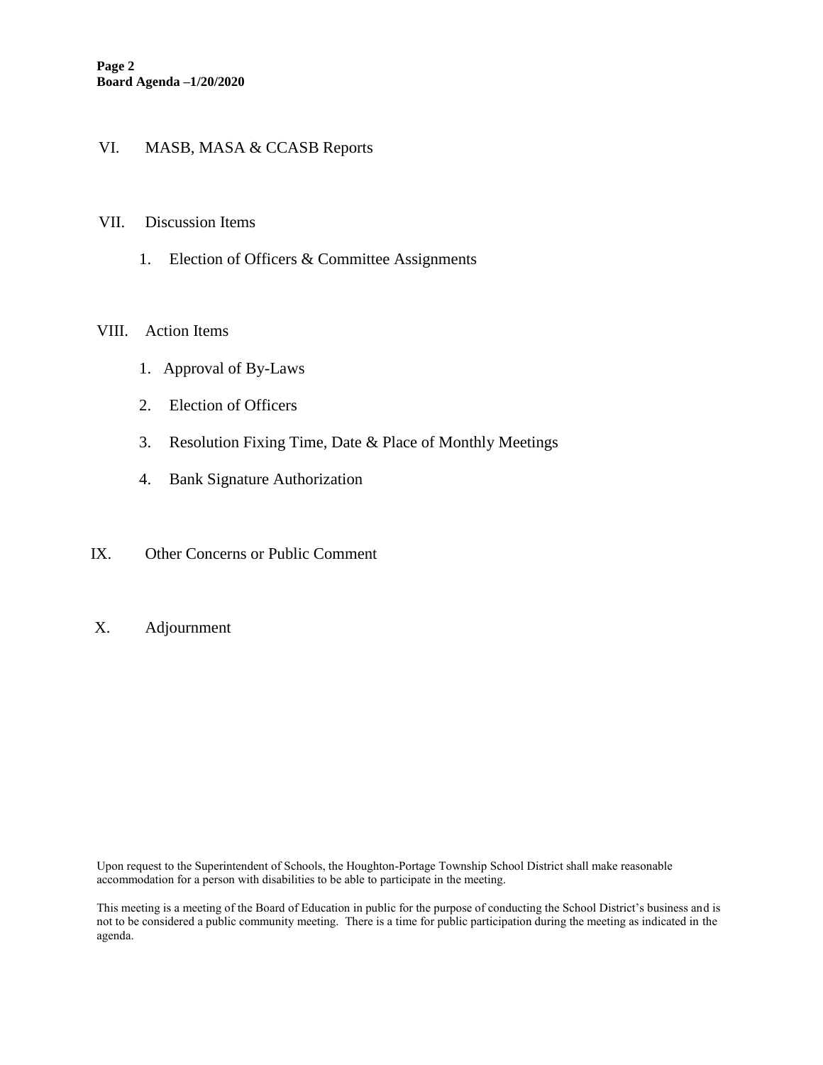VI. MASB, MASA & CCASB Reports

VII. Discussion Items

1. Election of Officers & Committee Assignments

VIII. Action Items

1. Approval of By-Laws
2. Election of Officers
3. Resolution Fixing Time, Date & Place of Monthly Meetings
4. Bank Signature Authorization

IX. Other Concerns or Public Comment

X. Adjournment

Upon request to the Superintendent of Schools, the Houghton-Portage Township School District shall make reasonable accommodation for a person with disabilities to be able to participate in the meeting.

This meeting is a meeting of the Board of Education in public for the purpose of conducting the School District's business and is not to be considered a public community meeting. There is a time for public participation during the meeting as indicated in the agenda.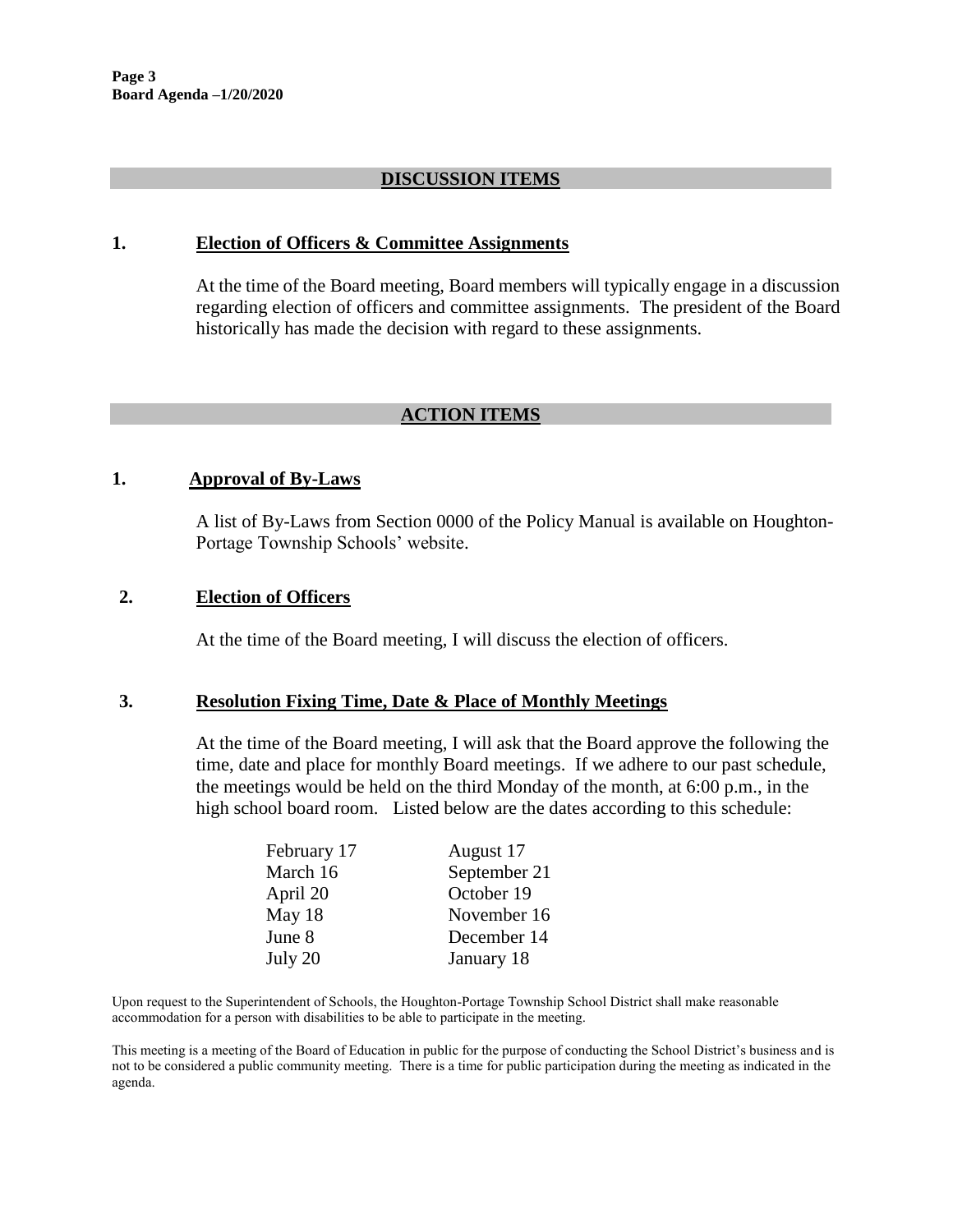## DISCUSSION ITEMS

### 1. Election of Officers & Committee Assignments

At the time of the Board meeting, Board members will typically engage in a discussion regarding election of officers and committee assignments. The president of the Board historically has made the decision with regard to these assignments.

## ACTION ITEMS

### 1. Approval of By-Laws

A list of By-Laws from Section 0000 of the Policy Manual is available on Houghton-Portage Township Schools' website.

### 2. Election of Officers

At the time of the Board meeting, I will discuss the election of officers.

### 3. Resolution Fixing Time, Date & Place of Monthly Meetings

At the time of the Board meeting, I will ask that the Board approve the following the time, date and place for monthly Board meetings. If we adhere to our past schedule, the meetings would be held on the third Monday of the month, at 6:00 p.m., in the high school board room. Listed below are the dates according to this schedule:

| | |
|---|---|
| February 17 | August 17 |
| March 16 | September 21 |
| April 20 | October 19 |
| May 18 | November 16 |
| June 8 | December 14 |
| July 20 | January 18 |

Upon request to the Superintendent of Schools, the Houghton-Portage Township School District shall make reasonable accommodation for a person with disabilities to be able to participate in the meeting.

This meeting is a meeting of the Board of Education in public for the purpose of conducting the School District's business and is not to be considered a public community meeting. There is a time for public participation during the meeting as indicated in the agenda.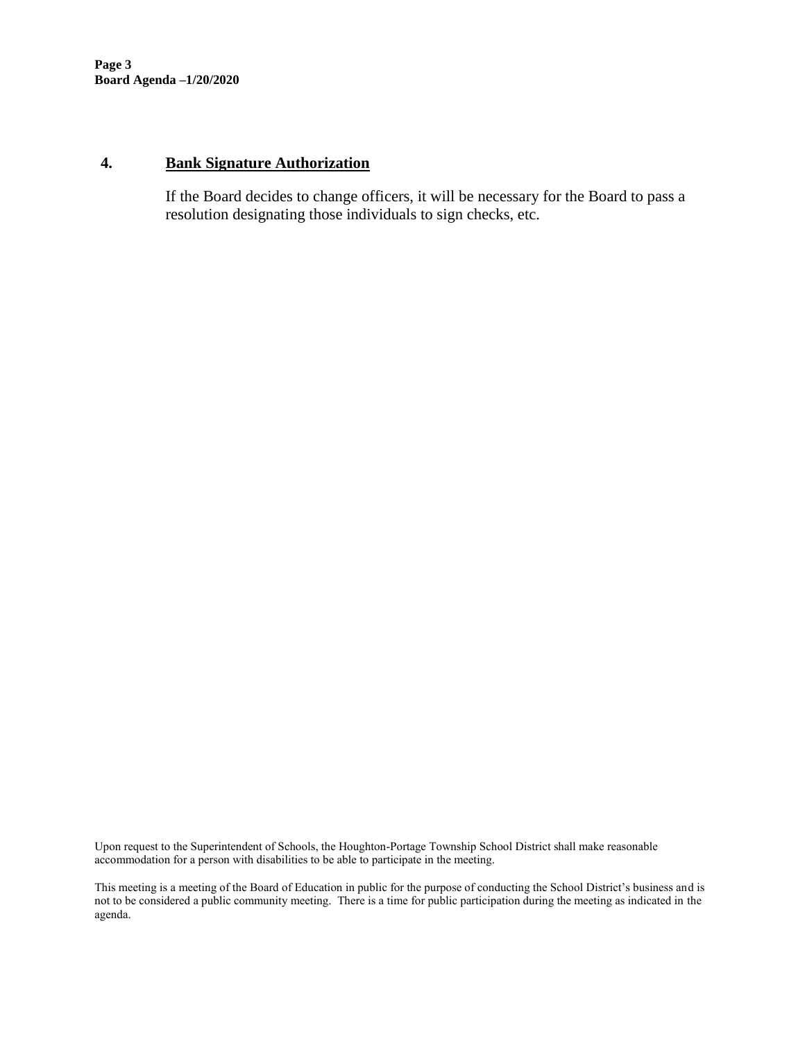## 4. **Bank Signature Authorization**

If the Board decides to change officers, it will be necessary for the Board to pass a resolution designating those individuals to sign checks, etc.

Upon request to the Superintendent of Schools, the Houghton-Portage Township School District shall make reasonable accommodation for a person with disabilities to be able to participate in the meeting.

This meeting is a meeting of the Board of Education in public for the purpose of conducting the School District's business and is not to be considered a public community meeting. There is a time for public participation during the meeting as indicated in the agenda.